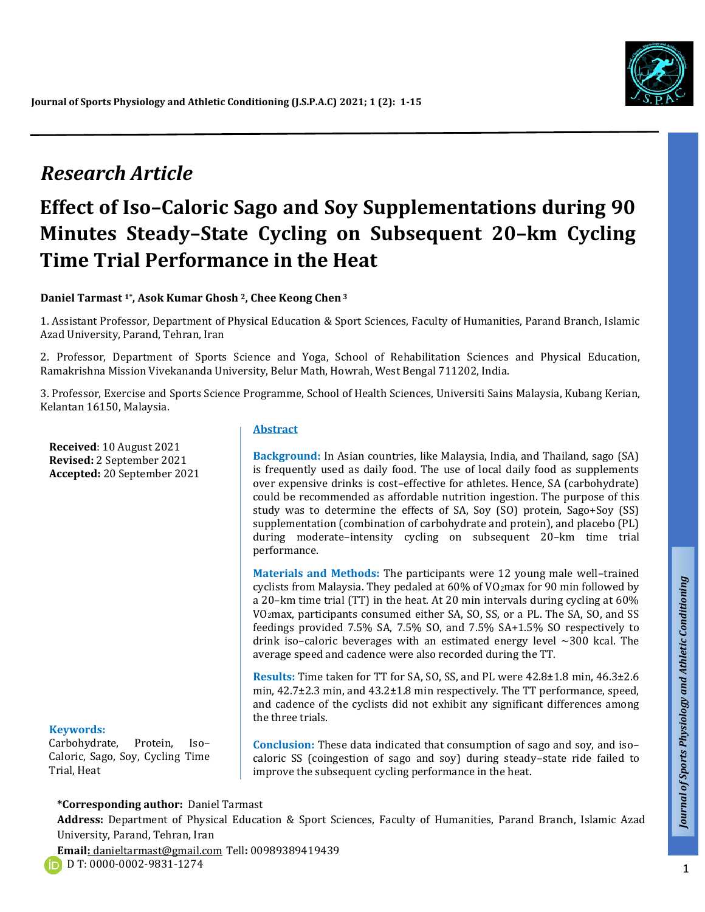## Research Article

# Effect of Iso–Caloric Sago and Soy Supplementations during 90 Minutes Steady–State Cycling on Subsequent 20–km Cycling Time Trial Performance in the Heat

**Daniel Tarmast [1*], Asok Kumar Ghosh [2], Chee Keong Chen [3]**

1. Assistant Professor, Department of Physical Education & Sport Sciences, Faculty of Humanities, Parand Branch, Islamic Azad University, Parand, Tehran, Iran

2. Professor, Department of Sports Science and Yoga, School of Rehabilitation Sciences and Physical Education, Ramakrishna Mission Vivekananda University, Belur Math, Howrah, West Bengal 711202, India.

3. Professor, Exercise and Sports Science Programme, School of Health Sciences, Universiti Sains Malaysia, Kubang Kerian, Kelantan 16150, Malaysia.

**Received**: 10 August 2021
**Revised:** 2 September 2021
**Accepted:** 20 September 2021

**Keywords:**
Carbohydrate, Protein, Iso–Caloric, Sago, Soy, Cycling Time Trial, Heat

## Abstract

**Background:** In Asian countries, like Malaysia, India, and Thailand, sago (SA) is frequently used as daily food. The use of local daily food as supplements over expensive drinks is cost–effective for athletes. Hence, SA (carbohydrate) could be recommended as affordable nutrition ingestion. The purpose of this study was to determine the effects of SA, Soy (SO) protein, Sago+Soy (SS) supplementation (combination of carbohydrate and protein), and placebo (PL) during moderate–intensity cycling on subsequent 20–km time trial performance.

**Materials and Methods:** The participants were 12 young male well–trained cyclists from Malaysia. They pedaled at 60% of $VO_2max$ for 90 min followed by a 20–km time trial (TT) in the heat. At 20 min intervals during cycling at 60% $VO_2max$, participants consumed either SA, SO, SS, or a PL. The SA, SO, and SS feedings provided 7.5% SA, 7.5% SO, and 7.5% SA+1.5% SO respectively to drink iso–caloric beverages with an estimated energy level ~300 kcal. The average speed and cadence were also recorded during the TT.

**Results:** Time taken for TT for SA, SO, SS, and PL were 42.8±1.8 min, 46.3±2.6 min, 42.7±2.3 min, and 43.2±1.8 min respectively. The TT performance, speed, and cadence of the cyclists did not exhibit any significant differences among the three trials.

**Conclusion:** These data indicated that consumption of sago and soy, and iso–caloric SS (coingestion of sago and soy) during steady–state ride failed to improve the subsequent cycling performance in the heat.

**\*Corresponding author:** Daniel Tarmast
**Address:** Department of Physical Education & Sport Sciences, Faculty of Humanities, Parand Branch, Islamic Azad University, Parand, Tehran, Iran
**Email:** danieltarmast@gmail.com Tell**:** 00989389419439
D T: 0000-0002-9831-1274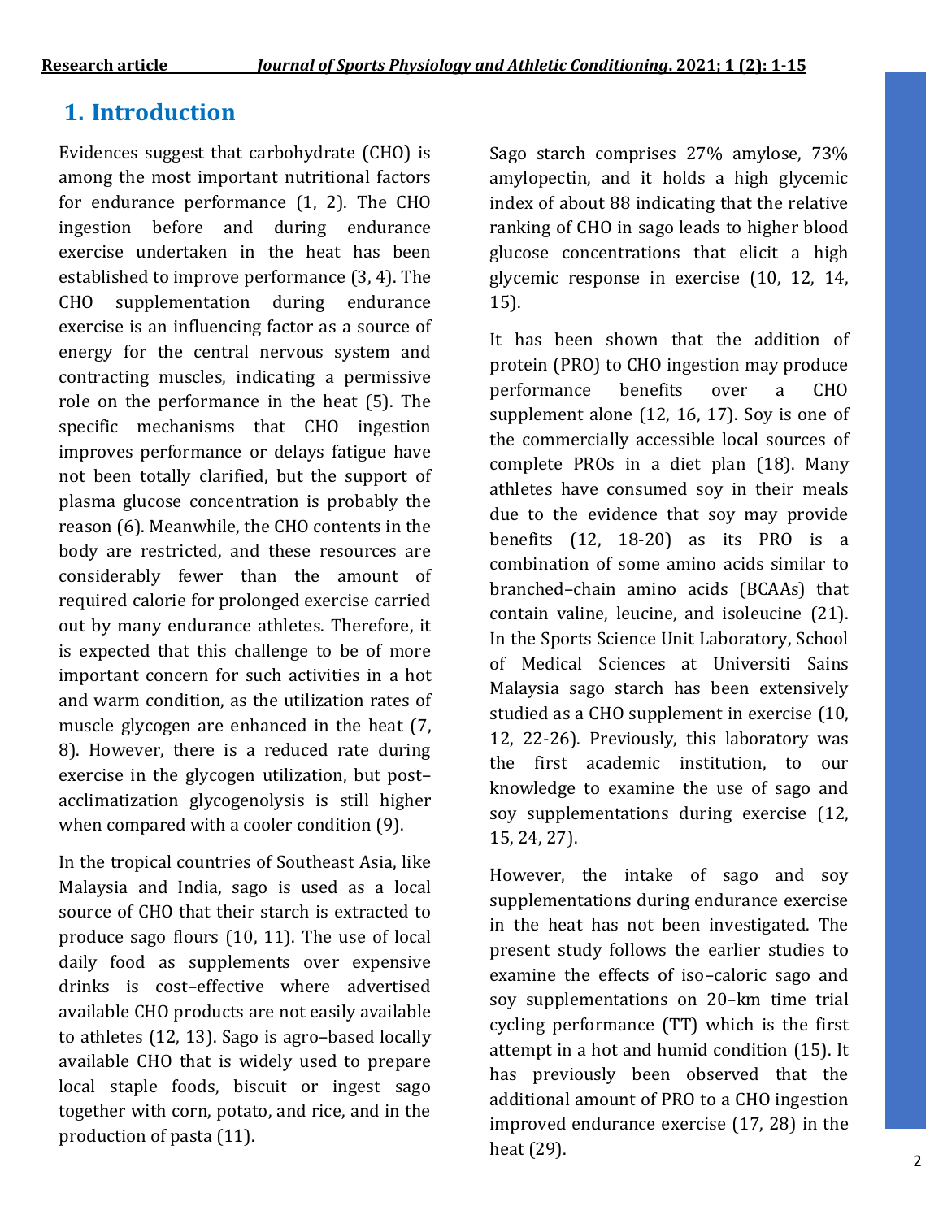# 1. Introduction

Evidences suggest that carbohydrate (CHO) is among the most important nutritional factors for endurance performance (1, 2). The CHO ingestion before and during endurance exercise undertaken in the heat has been established to improve performance (3, 4). The CHO supplementation during endurance exercise is an influencing factor as a source of energy for the central nervous system and contracting muscles, indicating a permissive role on the performance in the heat (5). The specific mechanisms that CHO ingestion improves performance or delays fatigue have not been totally clarified, but the support of plasma glucose concentration is probably the reason (6). Meanwhile, the CHO contents in the body are restricted, and these resources are considerably fewer than the amount of required calorie for prolonged exercise carried out by many endurance athletes. Therefore, it is expected that this challenge to be of more important concern for such activities in a hot and warm condition, as the utilization rates of muscle glycogen are enhanced in the heat (7, 8). However, there is a reduced rate during exercise in the glycogen utilization, but post–acclimatization glycogenolysis is still higher when compared with a cooler condition (9).

In the tropical countries of Southeast Asia, like Malaysia and India, sago is used as a local source of CHO that their starch is extracted to produce sago flours (10, 11). The use of local daily food as supplements over expensive drinks is cost–effective where advertised available CHO products are not easily available to athletes (12, 13). Sago is agro–based locally available CHO that is widely used to prepare local staple foods, biscuit or ingest sago together with corn, potato, and rice, and in the production of pasta (11).

Sago starch comprises 27% amylose, 73% amylopectin, and it holds a high glycemic index of about 88 indicating that the relative ranking of CHO in sago leads to higher blood glucose concentrations that elicit a high glycemic response in exercise (10, 12, 14, 15).

It has been shown that the addition of protein (PRO) to CHO ingestion may produce performance benefits over a CHO supplement alone (12, 16, 17). Soy is one of the commercially accessible local sources of complete PROs in a diet plan (18). Many athletes have consumed soy in their meals due to the evidence that soy may provide benefits (12, 18-20) as its PRO is a combination of some amino acids similar to branched–chain amino acids (BCAAs) that contain valine, leucine, and isoleucine (21). In the Sports Science Unit Laboratory, School of Medical Sciences at Universiti Sains Malaysia sago starch has been extensively studied as a CHO supplement in exercise (10, 12, 22-26). Previously, this laboratory was the first academic institution, to our knowledge to examine the use of sago and soy supplementations during exercise (12, 15, 24, 27).

However, the intake of sago and soy supplementations during endurance exercise in the heat has not been investigated. The present study follows the earlier studies to examine the effects of iso–caloric sago and soy supplementations on 20–km time trial cycling performance (TT) which is the first attempt in a hot and humid condition (15). It has previously been observed that the additional amount of PRO to a CHO ingestion improved endurance exercise (17, 28) in the heat (29).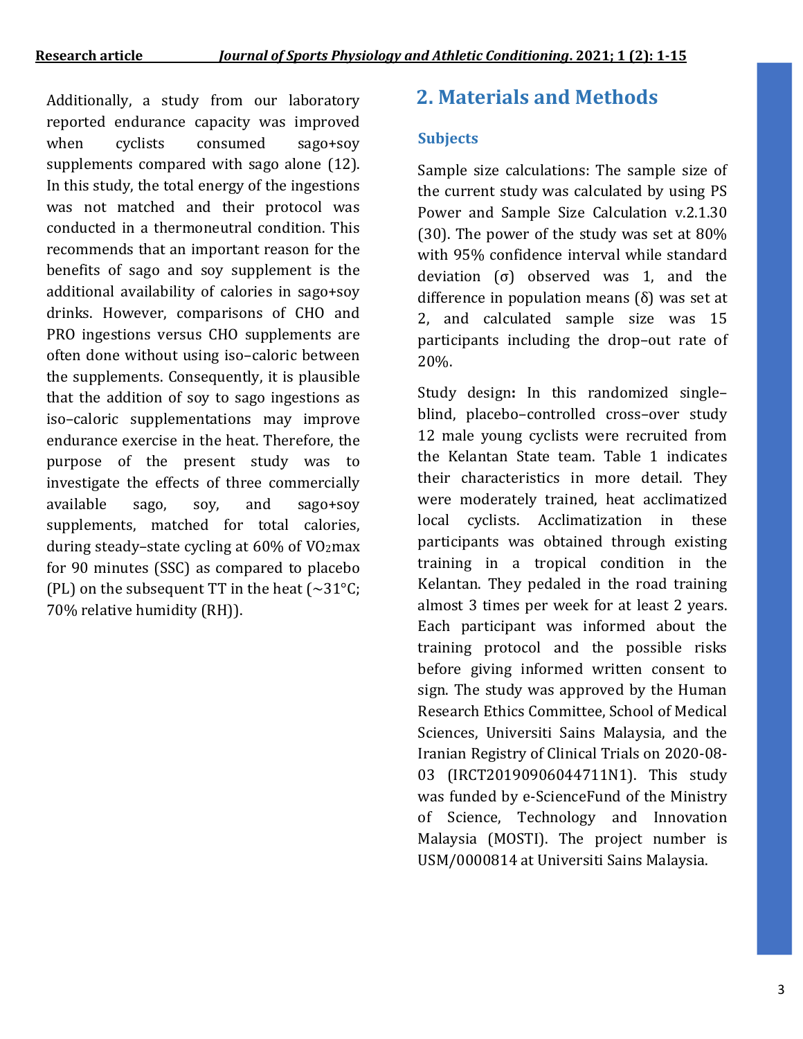Additionally, a study from our laboratory reported endurance capacity was improved when cyclists consumed sago+soy supplements compared with sago alone (12). In this study, the total energy of the ingestions was not matched and their protocol was conducted in a thermoneutral condition. This recommends that an important reason for the benefits of sago and soy supplement is the additional availability of calories in sago+soy drinks. However, comparisons of CHO and PRO ingestions versus CHO supplements are often done without using iso–caloric between the supplements. Consequently, it is plausible that the addition of soy to sago ingestions as iso–caloric supplementations may improve endurance exercise in the heat. Therefore, the purpose of the present study was to investigate the effects of three commercially available sago, soy, and sago+soy supplements, matched for total calories, during steady–state cycling at 60% of $VO_2$max for 90 minutes (SSC) as compared to placebo (PL) on the subsequent TT in the heat (~31°C; 70% relative humidity (RH)).

# 2. Materials and Methods

### Subjects

Sample size calculations: The sample size of the current study was calculated by using PS Power and Sample Size Calculation v.2.1.30 (30). The power of the study was set at 80% with 95% confidence interval while standard deviation (σ) observed was 1, and the difference in population means (δ) was set at 2, and calculated sample size was 15 participants including the drop–out rate of 20%.

Study design**:** In this randomized single–blind, placebo–controlled cross–over study 12 male young cyclists were recruited from the Kelantan State team. Table 1 indicates their characteristics in more detail. They were moderately trained, heat acclimatized local cyclists. Acclimatization in these participants was obtained through existing training in a tropical condition in the Kelantan. They pedaled in the road training almost 3 times per week for at least 2 years. Each participant was informed about the training protocol and the possible risks before giving informed written consent to sign. The study was approved by the Human Research Ethics Committee, School of Medical Sciences, Universiti Sains Malaysia, and the Iranian Registry of Clinical Trials on 2020-08-03 (IRCT20190906044711N1). This study was funded by e-ScienceFund of the Ministry of Science, Technology and Innovation Malaysia (MOSTI). The project number is USM/0000814 at Universiti Sains Malaysia.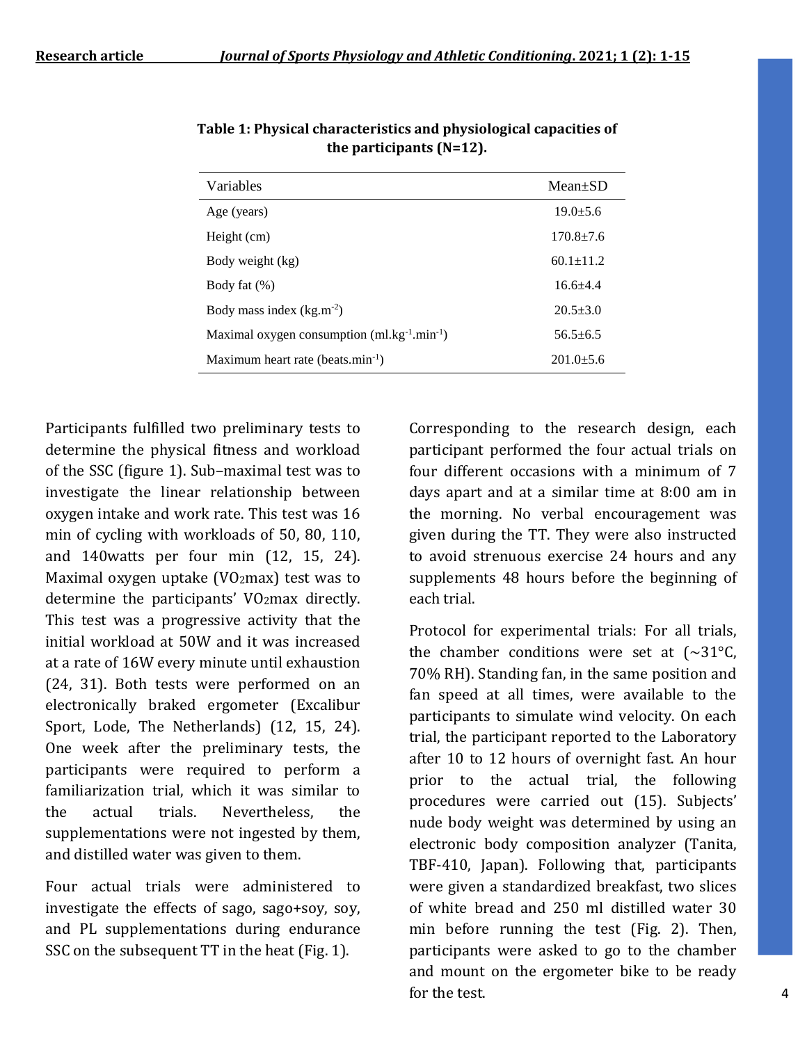**Table 1: Physical characteristics and physiological capacities of the participants (N=12).**

| Variables | Mean±SD |
|---|---|
| Age (years) | 19.0±5.6 |
| Height (cm) | 170.8±7.6 |
| Body weight (kg) | 60.1±11.2 |
| Body fat (%) | 16.6±4.4 |
| Body mass index ($kg.m^{-2}$) | 20.5±3.0 |
| Maximal oxygen consumption ($ml.kg^{-1}.min^{-1}$) | 56.5±6.5 |
| Maximum heart rate ($beats.min^{-1}$) | 201.0±5.6 |

Participants fulfilled two preliminary tests to determine the physical fitness and workload of the SSC (figure 1). Sub–maximal test was to investigate the linear relationship between oxygen intake and work rate. This test was 16 min of cycling with workloads of 50, 80, 110, and 140watts per four min (12, 15, 24). Maximal oxygen uptake ($VO_2max$) test was to determine the participants' $VO_2max$ directly. This test was a progressive activity that the initial workload at 50W and it was increased at a rate of 16W every minute until exhaustion (24, 31). Both tests were performed on an electronically braked ergometer (Excalibur Sport, Lode, The Netherlands) (12, 15, 24). One week after the preliminary tests, the participants were required to perform a familiarization trial, which it was similar to the actual trials. Nevertheless, the supplementations were not ingested by them, and distilled water was given to them.

Four actual trials were administered to investigate the effects of sago, sago+soy, soy, and PL supplementations during endurance SSC on the subsequent TT in the heat (Fig. 1).

Corresponding to the research design, each participant performed the four actual trials on four different occasions with a minimum of 7 days apart and at a similar time at 8:00 am in the morning. No verbal encouragement was given during the TT. They were also instructed to avoid strenuous exercise 24 hours and any supplements 48 hours before the beginning of each trial.

Protocol for experimental trials: For all trials, the chamber conditions were set at (~31°C, 70% RH). Standing fan, in the same position and fan speed at all times, were available to the participants to simulate wind velocity. On each trial, the participant reported to the Laboratory after 10 to 12 hours of overnight fast. An hour prior to the actual trial, the following procedures were carried out (15). Subjects' nude body weight was determined by using an electronic body composition analyzer (Tanita, TBF-410, Japan). Following that, participants were given a standardized breakfast, two slices of white bread and 250 ml distilled water 30 min before running the test (Fig. 2). Then, participants were asked to go to the chamber and mount on the ergometer bike to be ready for the test.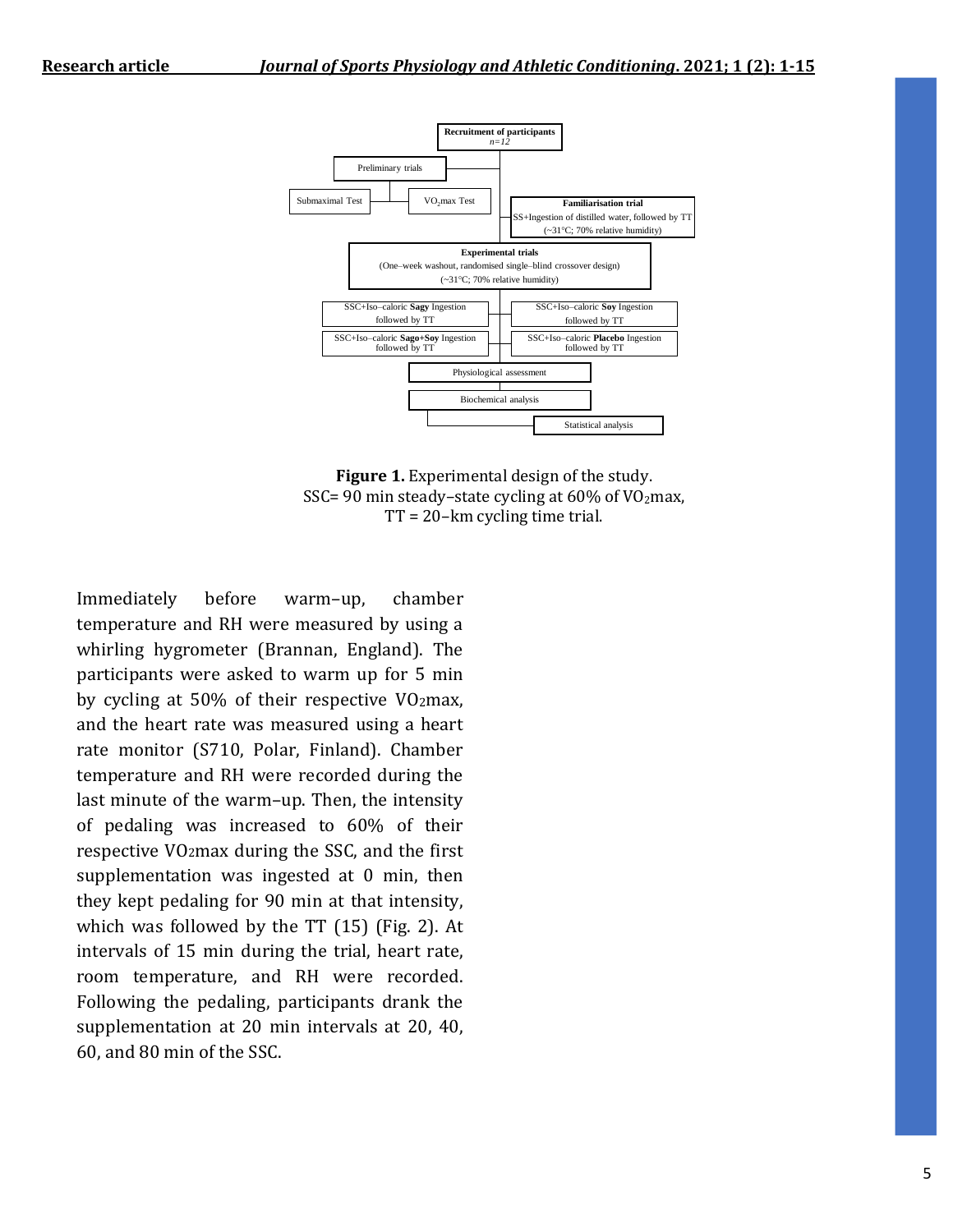Recruitment of participants
*n=12*

Preliminary trials

Submaximal Test

$VO_2$max Test

**Familiarisation trial**
SS+Ingestion of distilled water, followed by TT
(~31°C; 70% relative humidity)

**Experimental trials**
(One–week washout, randomised single–blind crossover design)
(~31°C; 70% relative humidity)

SSC+Iso–caloric **Sagy** Ingestion followed by TT

SSC+Iso–caloric **Soy** Ingestion followed by TT

SSC+Iso–caloric **Sago+Soy** Ingestion followed by TT

SSC+Iso–caloric **Placebo** Ingestion followed by TT

Physiological assessment

Biochemical analysis

Statistical analysis

**Figure 1.** Experimental design of the study.
SSC= 90 min steady–state cycling at 60% of $VO_2$max,
TT = 20–km cycling time trial.

Immediately before warm–up, chamber temperature and RH were measured by using a whirling hygrometer (Brannan, England). The participants were asked to warm up for 5 min by cycling at 50% of their respective $VO_2$max, and the heart rate was measured using a heart rate monitor (S710, Polar, Finland). Chamber temperature and RH were recorded during the last minute of the warm–up. Then, the intensity of pedaling was increased to 60% of their respective $VO_2$max during the SSC, and the first supplementation was ingested at 0 min, then they kept pedaling for 90 min at that intensity, which was followed by the TT (15) (Fig. 2). At intervals of 15 min during the trial, heart rate, room temperature, and RH were recorded. Following the pedaling, participants drank the supplementation at 20 min intervals at 20, 40, 60, and 80 min of the SSC.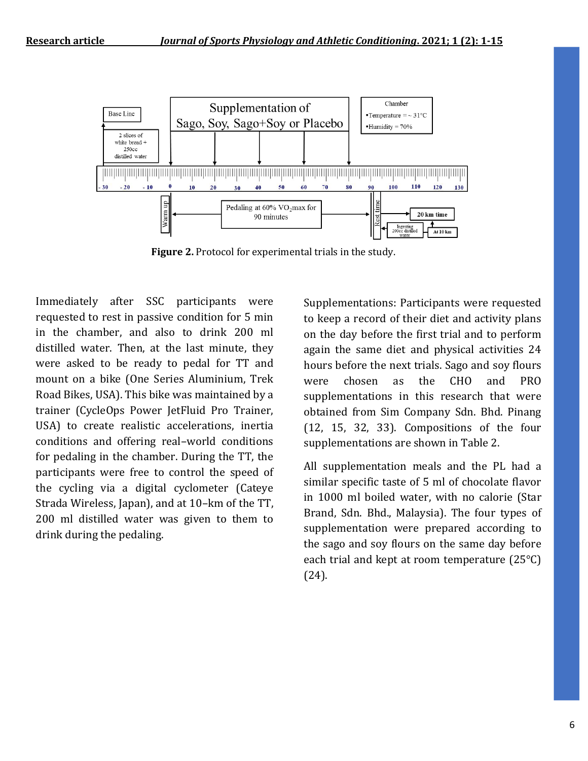**Figure 2.** Protocol for experimental trials in the study.

Immediately after SSC participants were requested to rest in passive condition for 5 min in the chamber, and also to drink 200 ml distilled water. Then, at the last minute, they were asked to be ready to pedal for TT and mount on a bike (One Series Aluminium, Trek Road Bikes, USA). This bike was maintained by a trainer (CycleOps Power JetFluid Pro Trainer, USA) to create realistic accelerations, inertia conditions and offering real–world conditions for pedaling in the chamber. During the TT, the participants were free to control the speed of the cycling via a digital cyclometer (Cateye Strada Wireless, Japan), and at 10–km of the TT, 200 ml distilled water was given to them to drink during the pedaling.

Supplementations: Participants were requested to keep a record of their diet and activity plans on the day before the first trial and to perform again the same diet and physical activities 24 hours before the next trials. Sago and soy flours were chosen as the CHO and PRO supplementations in this research that were obtained from Sim Company Sdn. Bhd. Pinang (12, 15, 32, 33). Compositions of the four supplementations are shown in Table 2.

All supplementation meals and the PL had a similar specific taste of 5 ml of chocolate flavor in 1000 ml boiled water, with no calorie (Star Brand, Sdn. Bhd., Malaysia). The four types of supplementation were prepared according to the sago and soy flours on the same day before each trial and kept at room temperature (25°C) (24).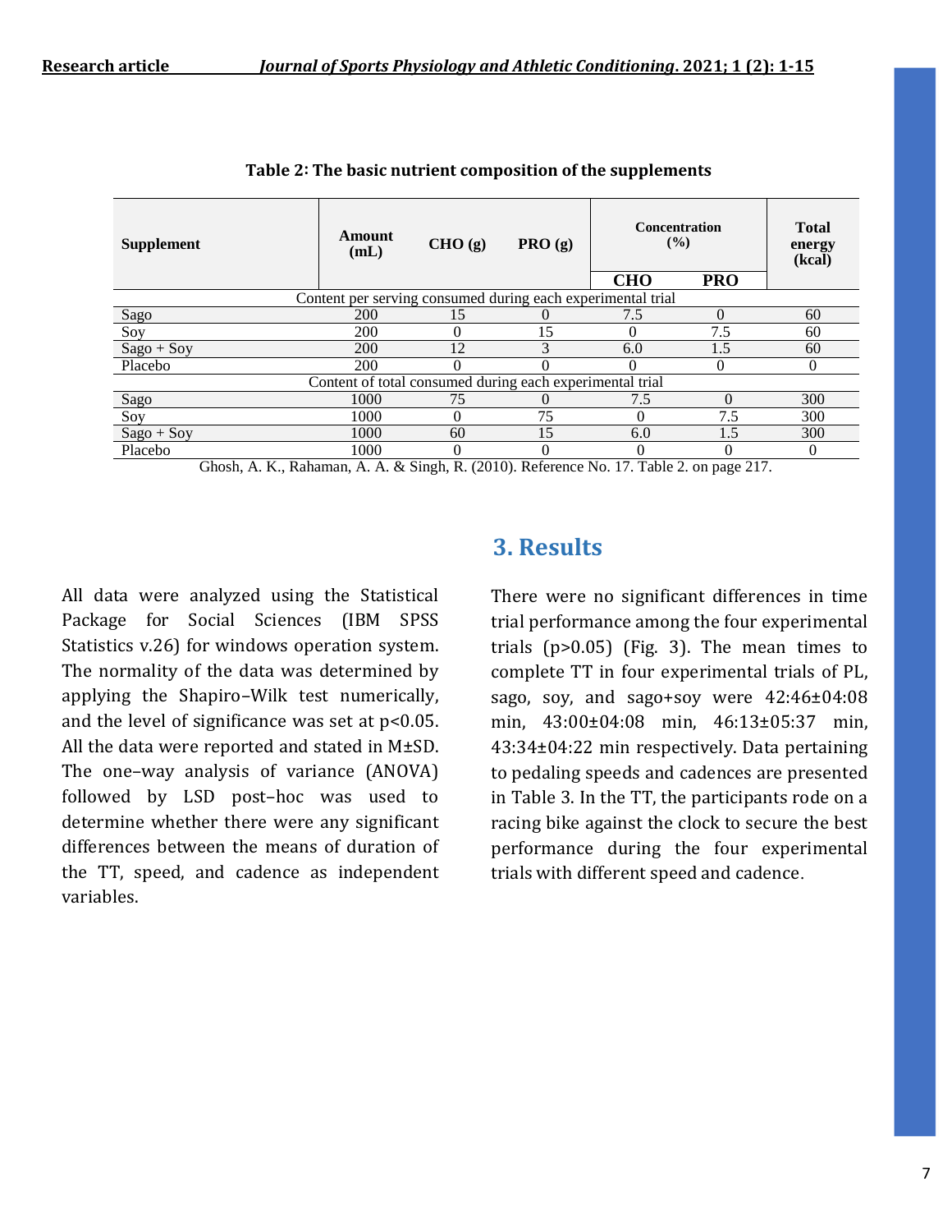**Table 2: The basic nutrient composition of the supplements**

| Supplement | Amount (mL) | CHO (g) | PRO (g) | Concentration (%) | | Total energy (kcal) |
|---|---|---|---|---|---|---|
| | | | | CHO | PRO | |
| Content per serving consumed during each experimental trial | | | | | | |
| Sago | 200 | 15 | 0 | 7.5 | 0 | 60 |
| Soy | 200 | 0 | 15 | 0 | 7.5 | 60 |
| Sago + Soy | 200 | 12 | 3 | 6.0 | 1.5 | 60 |
| Placebo | 200 | 0 | 0 | 0 | 0 | 0 |
| Content of total consumed during each experimental trial | | | | | | |
| Sago | 1000 | 75 | 0 | 7.5 | 0 | 300 |
| Soy | 1000 | 0 | 75 | 0 | 7.5 | 300 |
| Sago + Soy | 1000 | 60 | 15 | 6.0 | 1.5 | 300 |
| Placebo | 1000 | 0 | 0 | 0 | 0 | 0 |

Ghosh, A. K., Rahaman, A. A. & Singh, R. (2010). Reference No. 17. Table 2. on page 217.

All data were analyzed using the Statistical Package for Social Sciences (IBM SPSS Statistics v.26) for windows operation system. The normality of the data was determined by applying the Shapiro–Wilk test numerically, and the level of significance was set at $p<0.05$. All the data were reported and stated in M±SD. The one–way analysis of variance (ANOVA) followed by LSD post–hoc was used to determine whether there were any significant differences between the means of duration of the TT, speed, and cadence as independent variables.

## 3. Results

There were no significant differences in time trial performance among the four experimental trials ($p>0.05$) (Fig. 3). The mean times to complete TT in four experimental trials of PL, sago, soy, and sago+soy were 42:46±04:08 min, 43:00±04:08 min, 46:13±05:37 min, 43:34±04:22 min respectively. Data pertaining to pedaling speeds and cadences are presented in Table 3. In the TT, the participants rode on a racing bike against the clock to secure the best performance during the four experimental trials with different speed and cadence.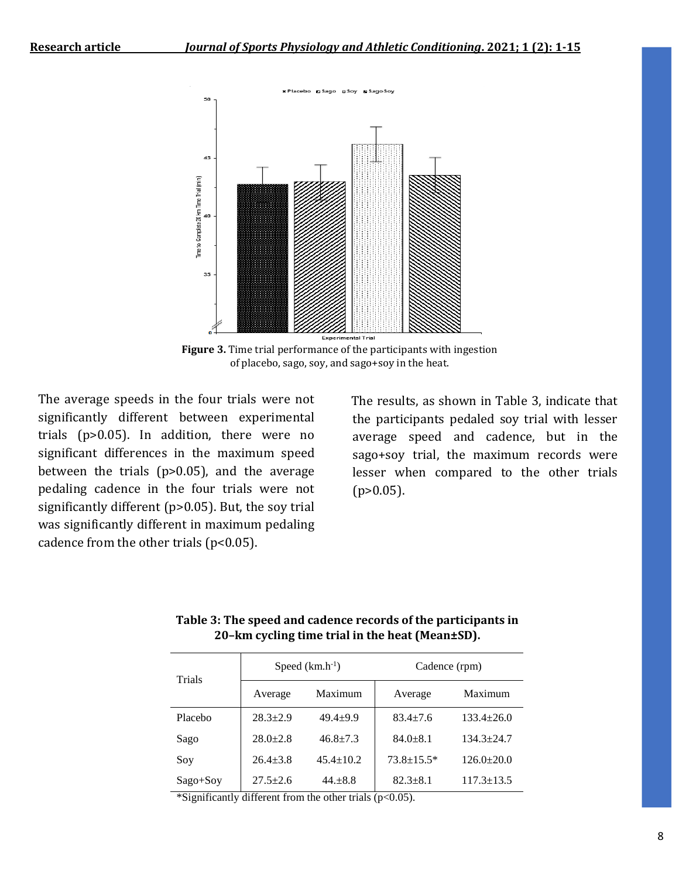**Figure 3.** Time trial performance of the participants with ingestion of placebo, sago, soy, and sago+soy in the heat.

The average speeds in the four trials were not significantly different between experimental trials ($p>0.05$). In addition, there were no significant differences in the maximum speed between the trials ($p>0.05$), and the average pedaling cadence in the four trials were not significantly different ($p>0.05$). But, the soy trial was significantly different in maximum pedaling cadence from the other trials ($p<0.05$).

The results, as shown in Table 3, indicate that the participants pedaled soy trial with lesser average speed and cadence, but in the sago+soy trial, the maximum records were lesser when compared to the other trials ($p>0.05$).

**Table 3: The speed and cadence records of the participants in 20–km cycling time trial in the heat (Mean±SD).**

| Trials | Speed ($km.h^{-1}$) | | Cadence (rpm) | |
|---|---|---|---|---|
| | Average | Maximum | Average | Maximum |
| Placebo | 28.3±2.9 | 49.4±9.9 | 83.4±7.6 | 133.4±26.0 |
| Sago | 28.0±2.8 | 46.8±7.3 | 84.0±8.1 | 134.3±24.7 |
| Soy | 26.4±3.8 | 45.4±10.2 | 73.8±15.5* | 126.0±20.0 |
| Sago+Soy | 27.5±2.6 | 44.±8.8 | 82.3±8.1 | 117.3±13.5 |

*Significantly different from the other trials ($p<0.05$).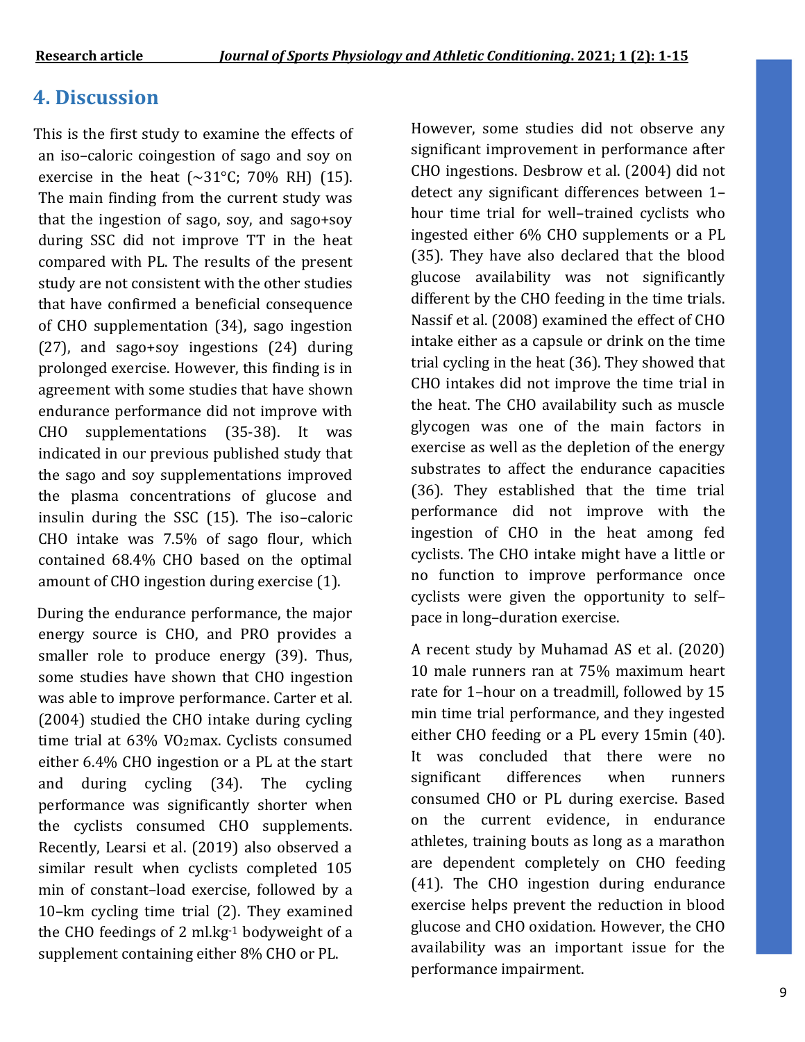## 4. Discussion

This is the first study to examine the effects of an iso–caloric coingestion of sago and soy on exercise in the heat (~31°C; 70% RH) (15). The main finding from the current study was that the ingestion of sago, soy, and sago+soy during SSC did not improve TT in the heat compared with PL. The results of the present study are not consistent with the other studies that have confirmed a beneficial consequence of CHO supplementation (34), sago ingestion (27), and sago+soy ingestions (24) during prolonged exercise. However, this finding is in agreement with some studies that have shown endurance performance did not improve with CHO supplementations (35-38). It was indicated in our previous published study that the sago and soy supplementations improved the plasma concentrations of glucose and insulin during the SSC (15). The iso–caloric CHO intake was 7.5% of sago flour, which contained 68.4% CHO based on the optimal amount of CHO ingestion during exercise (1).

During the endurance performance, the major energy source is CHO, and PRO provides a smaller role to produce energy (39). Thus, some studies have shown that CHO ingestion was able to improve performance. Carter et al. (2004) studied the CHO intake during cycling time trial at 63% $VO_2$max. Cyclists consumed either 6.4% CHO ingestion or a PL at the start and during cycling (34). The cycling performance was significantly shorter when the cyclists consumed CHO supplements. Recently, Learsi et al. (2019) also observed a similar result when cyclists completed 105 min of constant–load exercise, followed by a 10–km cycling time trial (2). They examined the CHO feedings of 2 ml.kg$^{-1}$ bodyweight of a supplement containing either 8% CHO or PL.

However, some studies did not observe any significant improvement in performance after CHO ingestions. Desbrow et al. (2004) did not detect any significant differences between 1–hour time trial for well–trained cyclists who ingested either 6% CHO supplements or a PL (35). They have also declared that the blood glucose availability was not significantly different by the CHO feeding in the time trials. Nassif et al. (2008) examined the effect of CHO intake either as a capsule or drink on the time trial cycling in the heat (36). They showed that CHO intakes did not improve the time trial in the heat. The CHO availability such as muscle glycogen was one of the main factors in exercise as well as the depletion of the energy substrates to affect the endurance capacities (36). They established that the time trial performance did not improve with the ingestion of CHO in the heat among fed cyclists. The CHO intake might have a little or no function to improve performance once cyclists were given the opportunity to self–pace in long–duration exercise.

A recent study by Muhamad AS et al. (2020) 10 male runners ran at 75% maximum heart rate for 1–hour on a treadmill, followed by 15 min time trial performance, and they ingested either CHO feeding or a PL every 15min (40). It was concluded that there were no significant differences when runners consumed CHO or PL during exercise. Based on the current evidence, in endurance athletes, training bouts as long as a marathon are dependent completely on CHO feeding (41). The CHO ingestion during endurance exercise helps prevent the reduction in blood glucose and CHO oxidation. However, the CHO availability was an important issue for the performance impairment.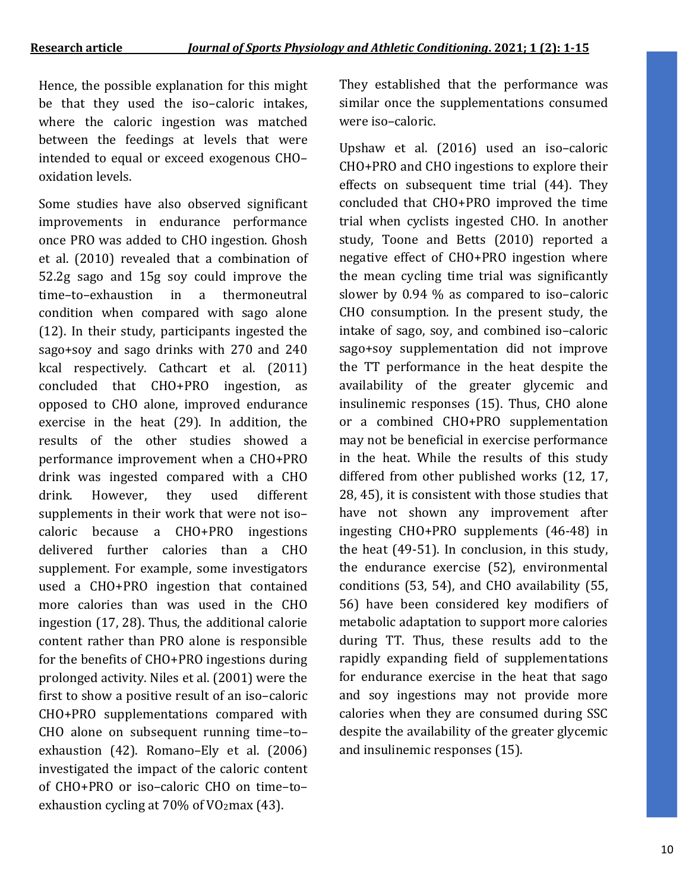Hence, the possible explanation for this might be that they used the iso–caloric intakes, where the caloric ingestion was matched between the feedings at levels that were intended to equal or exceed exogenous CHO–oxidation levels.

Some studies have also observed significant improvements in endurance performance once PRO was added to CHO ingestion. Ghosh et al. (2010) revealed that a combination of 52.2g sago and 15g soy could improve the time–to–exhaustion in a thermoneutral condition when compared with sago alone (12). In their study, participants ingested the sago+soy and sago drinks with 270 and 240 kcal respectively. Cathcart et al. (2011) concluded that CHO+PRO ingestion, as opposed to CHO alone, improved endurance exercise in the heat (29). In addition, the results of the other studies showed a performance improvement when a CHO+PRO drink was ingested compared with a CHO drink. However, they used different supplements in their work that were not iso–caloric because a CHO+PRO ingestions delivered further calories than a CHO supplement. For example, some investigators used a CHO+PRO ingestion that contained more calories than was used in the CHO ingestion (17, 28). Thus, the additional calorie content rather than PRO alone is responsible for the benefits of CHO+PRO ingestions during prolonged activity. Niles et al. (2001) were the first to show a positive result of an iso–caloric CHO+PRO supplementations compared with CHO alone on subsequent running time–to–exhaustion (42). Romano–Ely et al. (2006) investigated the impact of the caloric content of CHO+PRO or iso–caloric CHO on time–to–exhaustion cycling at 70% of $VO_2$max (43). They established that the performance was similar once the supplementations consumed were iso–caloric.

Upshaw et al. (2016) used an iso–caloric CHO+PRO and CHO ingestions to explore their effects on subsequent time trial (44). They concluded that CHO+PRO improved the time trial when cyclists ingested CHO. In another study, Toone and Betts (2010) reported a negative effect of CHO+PRO ingestion where the mean cycling time trial was significantly slower by 0.94 % as compared to iso–caloric CHO consumption. In the present study, the intake of sago, soy, and combined iso–caloric sago+soy supplementation did not improve the TT performance in the heat despite the availability of the greater glycemic and insulinemic responses (15). Thus, CHO alone or a combined CHO+PRO supplementation may not be beneficial in exercise performance in the heat. While the results of this study differed from other published works (12, 17, 28, 45), it is consistent with those studies that have not shown any improvement after ingesting CHO+PRO supplements (46-48) in the heat (49-51). In conclusion, in this study, the endurance exercise (52), environmental conditions (53, 54), and CHO availability (55, 56) have been considered key modifiers of metabolic adaptation to support more calories during TT. Thus, these results add to the rapidly expanding field of supplementations for endurance exercise in the heat that sago and soy ingestions may not provide more calories when they are consumed during SSC despite the availability of the greater glycemic and insulinemic responses (15).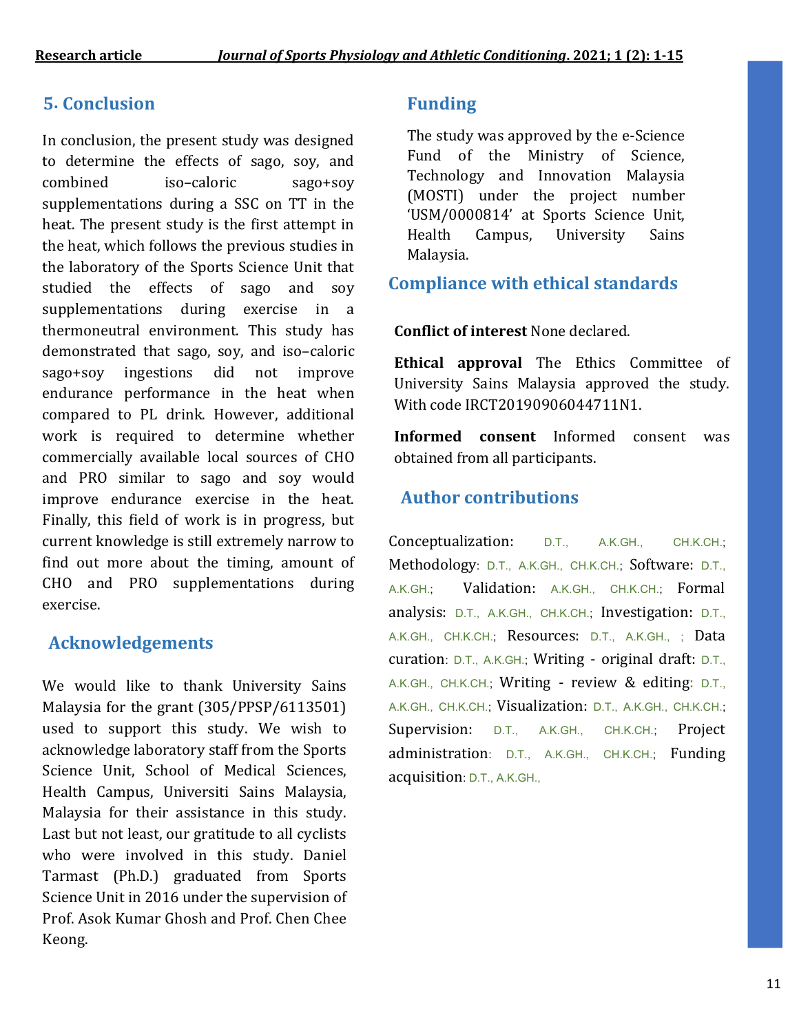## 5. Conclusion

In conclusion, the present study was designed to determine the effects of sago, soy, and combined iso–caloric sago+soy supplementations during a SSC on TT in the heat. The present study is the first attempt in the heat, which follows the previous studies in the laboratory of the Sports Science Unit that studied the effects of sago and soy supplementations during exercise in a thermoneutral environment. This study has demonstrated that sago, soy, and iso–caloric sago+soy ingestions did not improve endurance performance in the heat when compared to PL drink. However, additional work is required to determine whether commercially available local sources of CHO and PRO similar to sago and soy would improve endurance exercise in the heat. Finally, this field of work is in progress, but current knowledge is still extremely narrow to find out more about the timing, amount of CHO and PRO supplementations during exercise.

## Acknowledgements

We would like to thank University Sains Malaysia for the grant (305/PPSP/6113501) used to support this study. We wish to acknowledge laboratory staff from the Sports Science Unit, School of Medical Sciences, Health Campus, Universiti Sains Malaysia, Malaysia for their assistance in this study. Last but not least, our gratitude to all cyclists who were involved in this study. Daniel Tarmast (Ph.D.) graduated from Sports Science Unit in 2016 under the supervision of Prof. Asok Kumar Ghosh and Prof. Chen Chee Keong.

## Funding

The study was approved by the e-Science Fund of the Ministry of Science, Technology and Innovation Malaysia (MOSTI) under the project number 'USM/0000814' at Sports Science Unit, Health Campus, University Sains Malaysia.

## Compliance with ethical standards

**Conflict of interest** None declared.

**Ethical approval** The Ethics Committee of University Sains Malaysia approved the study. With code IRCT20190906044711N1.

**Informed consent** Informed consent was obtained from all participants.

## Author contributions

Conceptualization: D.T., A.K.GH., CH.K.CH.; Methodology: D.T., A.K.GH., CH.K.CH.; Software: D.T., A.K.GH.; Validation: A.K.GH., CH.K.CH.; Formal analysis: D.T., A.K.GH., CH.K.CH.; Investigation: D.T., A.K.GH., CH.K.CH.; Resources: D.T., A.K.GH., ; Data curation: D.T., A.K.GH.; Writing - original draft: D.T., A.K.GH., CH.K.CH.; Writing - review & editing: D.T., A.K.GH., CH.K.CH.; Visualization: D.T., A.K.GH., CH.K.CH.; Supervision: D.T., A.K.GH., CH.K.CH.; Project administration: D.T., A.K.GH., CH.K.CH.; Funding acquisition: D.T., A.K.GH.,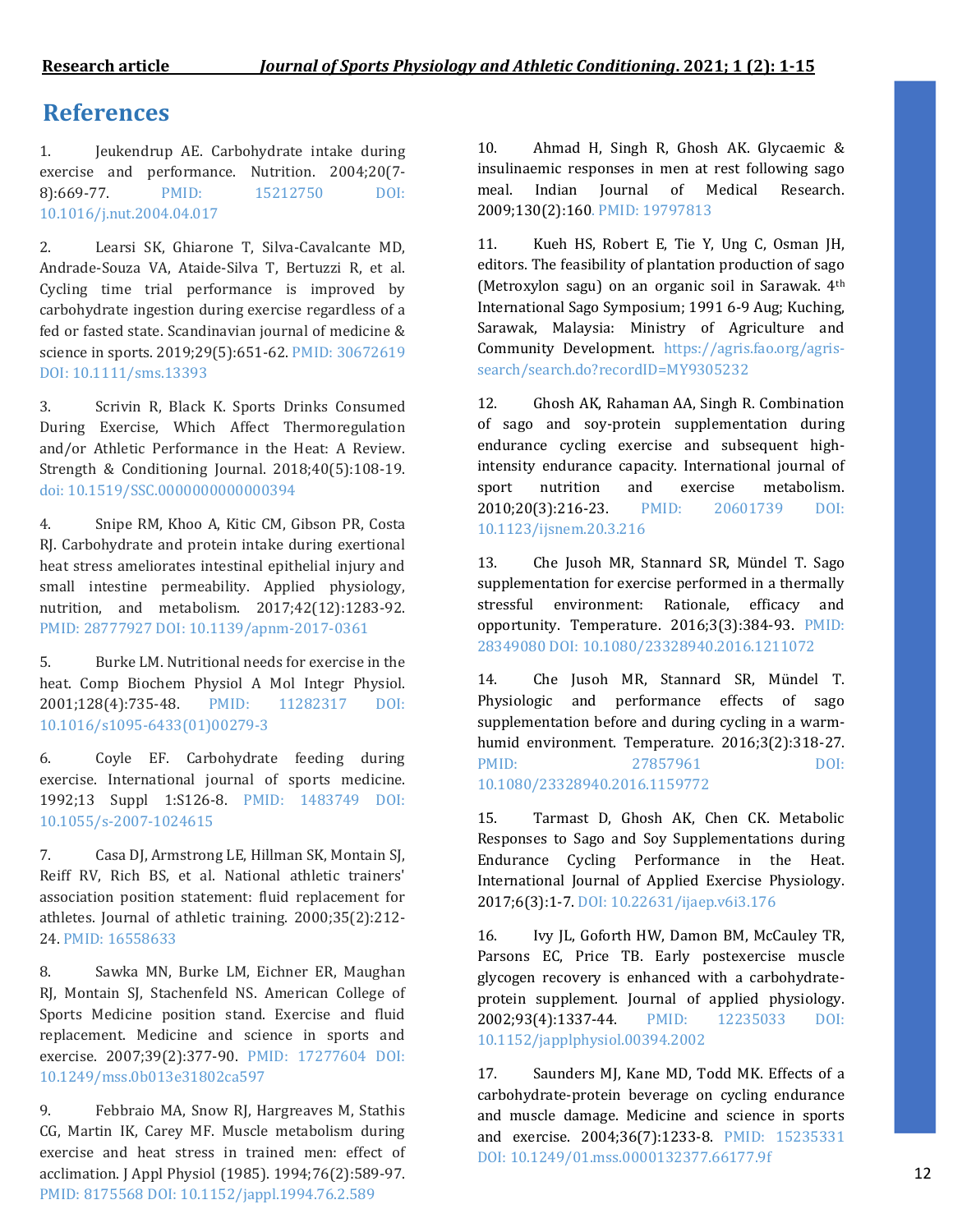## References

1. Jeukendrup AE. Carbohydrate intake during exercise and performance. Nutrition. 2004;20(7-8):669-77. PMID: 15212750 DOI: 10.1016/j.nut.2004.04.017

2. Learsi SK, Ghiarone T, Silva-Cavalcante MD, Andrade-Souza VA, Ataide-Silva T, Bertuzzi R, et al. Cycling time trial performance is improved by carbohydrate ingestion during exercise regardless of a fed or fasted state. Scandinavian journal of medicine & science in sports. 2019;29(5):651-62. PMID: 30672619 DOI: 10.1111/sms.13393

3. Scrivin R, Black K. Sports Drinks Consumed During Exercise, Which Affect Thermoregulation and/or Athletic Performance in the Heat: A Review. Strength & Conditioning Journal. 2018;40(5):108-19. doi: 10.1519/SSC.0000000000000394

4. Snipe RM, Khoo A, Kitic CM, Gibson PR, Costa RJ. Carbohydrate and protein intake during exertional heat stress ameliorates intestinal epithelial injury and small intestine permeability. Applied physiology, nutrition, and metabolism. 2017;42(12):1283-92. PMID: 28777927 DOI: 10.1139/apnm-2017-0361

5. Burke LM. Nutritional needs for exercise in the heat. Comp Biochem Physiol A Mol Integr Physiol. 2001;128(4):735-48. PMID: 11282317 DOI: 10.1016/s1095-6433(01)00279-3

6. Coyle EF. Carbohydrate feeding during exercise. International journal of sports medicine. 1992;13 Suppl 1:S126-8. PMID: 1483749 DOI: 10.1055/s-2007-1024615

7. Casa DJ, Armstrong LE, Hillman SK, Montain SJ, Reiff RV, Rich BS, et al. National athletic trainers' association position statement: fluid replacement for athletes. Journal of athletic training. 2000;35(2):212-24. PMID: 16558633

8. Sawka MN, Burke LM, Eichner ER, Maughan RJ, Montain SJ, Stachenfeld NS. American College of Sports Medicine position stand. Exercise and fluid replacement. Medicine and science in sports and exercise. 2007;39(2):377-90. PMID: 17277604 DOI: 10.1249/mss.0b013e31802ca597

9. Febbraio MA, Snow RJ, Hargreaves M, Stathis CG, Martin IK, Carey MF. Muscle metabolism during exercise and heat stress in trained men: effect of acclimation. J Appl Physiol (1985). 1994;76(2):589-97. PMID: 8175568 DOI: 10.1152/jappl.1994.76.2.589

10. Ahmad H, Singh R, Ghosh AK. Glycaemic & insulinaemic responses in men at rest following sago meal. Indian Journal of Medical Research. 2009;130(2):160. PMID: 19797813

11. Kueh HS, Robert E, Tie Y, Ung C, Osman JH, editors. The feasibility of plantation production of sago (Metroxylon sagu) on an organic soil in Sarawak. 4th International Sago Symposium; 1991 6-9 Aug; Kuching, Sarawak, Malaysia: Ministry of Agriculture and Community Development. https://agris.fao.org/agris-search/search.do?recordID=MY9305232

12. Ghosh AK, Rahaman AA, Singh R. Combination of sago and soy-protein supplementation during endurance cycling exercise and subsequent high-intensity endurance capacity. International journal of sport nutrition and exercise metabolism. 2010;20(3):216-23. PMID: 20601739 DOI: 10.1123/ijsnem.20.3.216

13. Che Jusoh MR, Stannard SR, Mündel T. Sago supplementation for exercise performed in a thermally stressful environment: Rationale, efficacy and opportunity. Temperature. 2016;3(3):384-93. PMID: 28349080 DOI: 10.1080/23328940.2016.1211072

14. Che Jusoh MR, Stannard SR, Mündel T. Physiologic and performance effects of sago supplementation before and during cycling in a warm-humid environment. Temperature. 2016;3(2):318-27. PMID: 27857961 DOI: 10.1080/23328940.2016.1159772

15. Tarmast D, Ghosh AK, Chen CK. Metabolic Responses to Sago and Soy Supplementations during Endurance Cycling Performance in the Heat. International Journal of Applied Exercise Physiology. 2017;6(3):1-7. DOI: 10.22631/ijaep.v6i3.176

16. Ivy JL, Goforth HW, Damon BM, McCauley TR, Parsons EC, Price TB. Early postexercise muscle glycogen recovery is enhanced with a carbohydrate-protein supplement. Journal of applied physiology. 2002;93(4):1337-44. PMID: 12235033 DOI: 10.1152/japplphysiol.00394.2002

17. Saunders MJ, Kane MD, Todd MK. Effects of a carbohydrate-protein beverage on cycling endurance and muscle damage. Medicine and science in sports and exercise. 2004;36(7):1233-8. PMID: 15235331 DOI: 10.1249/01.mss.0000132377.66177.9f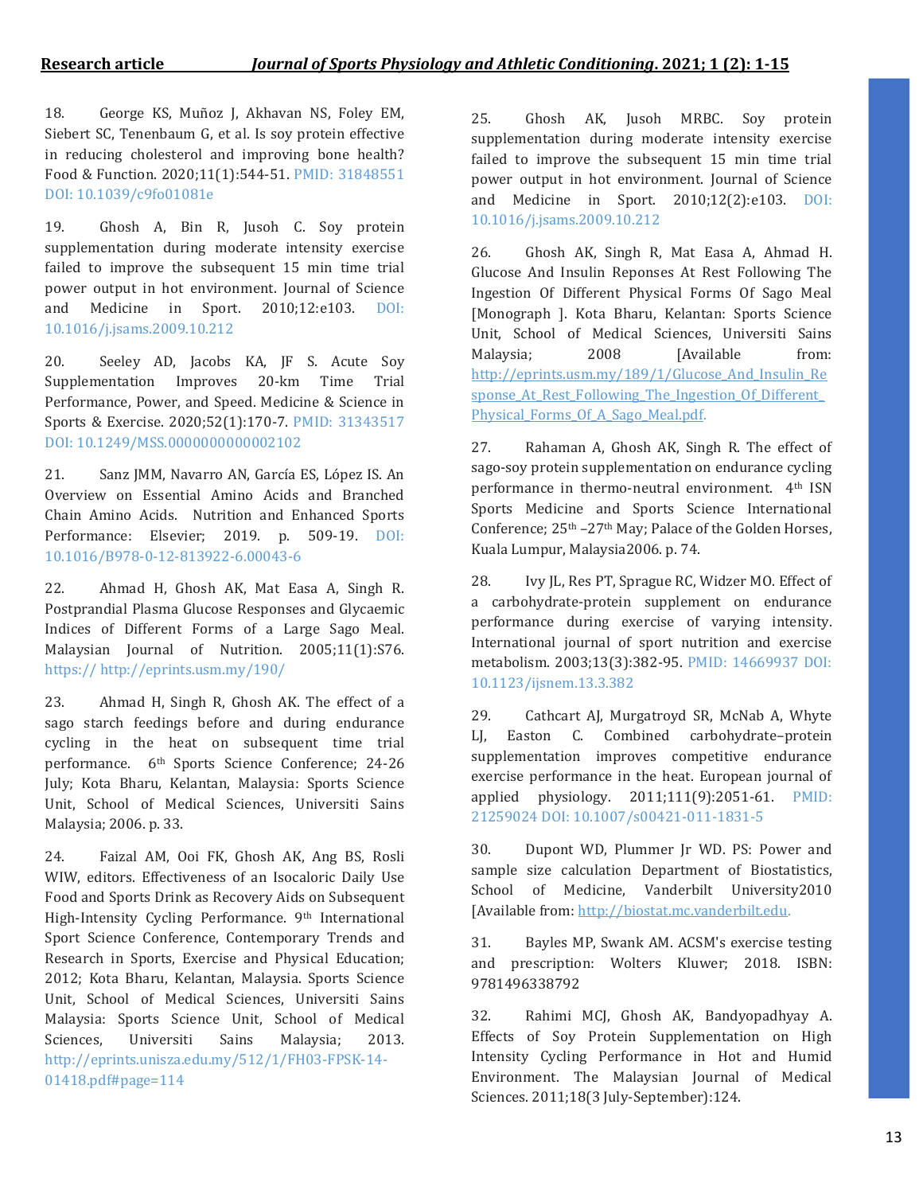18. George KS, Muñoz J, Akhavan NS, Foley EM, Siebert SC, Tenenbaum G, et al. Is soy protein effective in reducing cholesterol and improving bone health? Food & Function. 2020;11(1):544-51. PMID: 31848551 DOI: 10.1039/c9fo01081e

19. Ghosh A, Bin R, Jusoh C. Soy protein supplementation during moderate intensity exercise failed to improve the subsequent 15 min time trial power output in hot environment. Journal of Science and Medicine in Sport. 2010;12:e103. DOI: 10.1016/j.jsams.2009.10.212

20. Seeley AD, Jacobs KA, JF S. Acute Soy Supplementation Improves 20-km Time Trial Performance, Power, and Speed. Medicine & Science in Sports & Exercise. 2020;52(1):170-7. PMID: 31343517 DOI: 10.1249/MSS.0000000000002102

21. Sanz JMM, Navarro AN, García ES, López IS. An Overview on Essential Amino Acids and Branched Chain Amino Acids. Nutrition and Enhanced Sports Performance: Elsevier; 2019. p. 509-19. DOI: 10.1016/B978-0-12-813922-6.00043-6

22. Ahmad H, Ghosh AK, Mat Easa A, Singh R. Postprandial Plasma Glucose Responses and Glycaemic Indices of Different Forms of a Large Sago Meal. Malaysian Journal of Nutrition. 2005;11(1):S76. https:// http://eprints.usm.my/190/

23. Ahmad H, Singh R, Ghosh AK. The effect of a sago starch feedings before and during endurance cycling in the heat on subsequent time trial performance. 6th Sports Science Conference; 24-26 July; Kota Bharu, Kelantan, Malaysia: Sports Science Unit, School of Medical Sciences, Universiti Sains Malaysia; 2006. p. 33.

24. Faizal AM, Ooi FK, Ghosh AK, Ang BS, Rosli WIW, editors. Effectiveness of an Isocaloric Daily Use Food and Sports Drink as Recovery Aids on Subsequent High-Intensity Cycling Performance. 9th International Sport Science Conference, Contemporary Trends and Research in Sports, Exercise and Physical Education; 2012; Kota Bharu, Kelantan, Malaysia. Sports Science Unit, School of Medical Sciences, Universiti Sains Malaysia: Sports Science Unit, School of Medical Sciences, Universiti Sains Malaysia; 2013. http://eprints.unisza.edu.my/512/1/FH03-FPSK-14-01418.pdf#page=114

25. Ghosh AK, Jusoh MRBC. Soy protein supplementation during moderate intensity exercise failed to improve the subsequent 15 min time trial power output in hot environment. Journal of Science and Medicine in Sport. 2010;12(2):e103. DOI: 10.1016/j.jsams.2009.10.212

26. Ghosh AK, Singh R, Mat Easa A, Ahmad H. Glucose And Insulin Reponses At Rest Following The Ingestion Of Different Physical Forms Of Sago Meal [Monograph ]. Kota Bharu, Kelantan: Sports Science Unit, School of Medical Sciences, Universiti Sains Malaysia; 2008 [Available from: http://eprints.usm.my/189/1/Glucose_And_Insulin_Response_At_Rest_Following_The_Ingestion_Of_Different_Physical_Forms_Of_A_Sago_Meal.pdf.

27. Rahaman A, Ghosh AK, Singh R. The effect of sago-soy protein supplementation on endurance cycling performance in thermo-neutral environment. 4th ISN Sports Medicine and Sports Science International Conference; 25th –27th May; Palace of the Golden Horses, Kuala Lumpur, Malaysia2006. p. 74.

28. Ivy JL, Res PT, Sprague RC, Widzer MO. Effect of a carbohydrate-protein supplement on endurance performance during exercise of varying intensity. International journal of sport nutrition and exercise metabolism. 2003;13(3):382-95. PMID: 14669937 DOI: 10.1123/ijsnem.13.3.382

29. Cathcart AJ, Murgatroyd SR, McNab A, Whyte LJ, Easton C. Combined carbohydrate–protein supplementation improves competitive endurance exercise performance in the heat. European journal of applied physiology. 2011;111(9):2051-61. PMID: 21259024 DOI: 10.1007/s00421-011-1831-5

30. Dupont WD, Plummer Jr WD. PS: Power and sample size calculation Department of Biostatistics, School of Medicine, Vanderbilt University2010 [Available from: http://biostat.mc.vanderbilt.edu.

31. Bayles MP, Swank AM. ACSM's exercise testing and prescription: Wolters Kluwer; 2018. ISBN: 9781496338792

32. Rahimi MCJ, Ghosh AK, Bandyopadhyay A. Effects of Soy Protein Supplementation on High Intensity Cycling Performance in Hot and Humid Environment. The Malaysian Journal of Medical Sciences. 2011;18(3 July-September):124.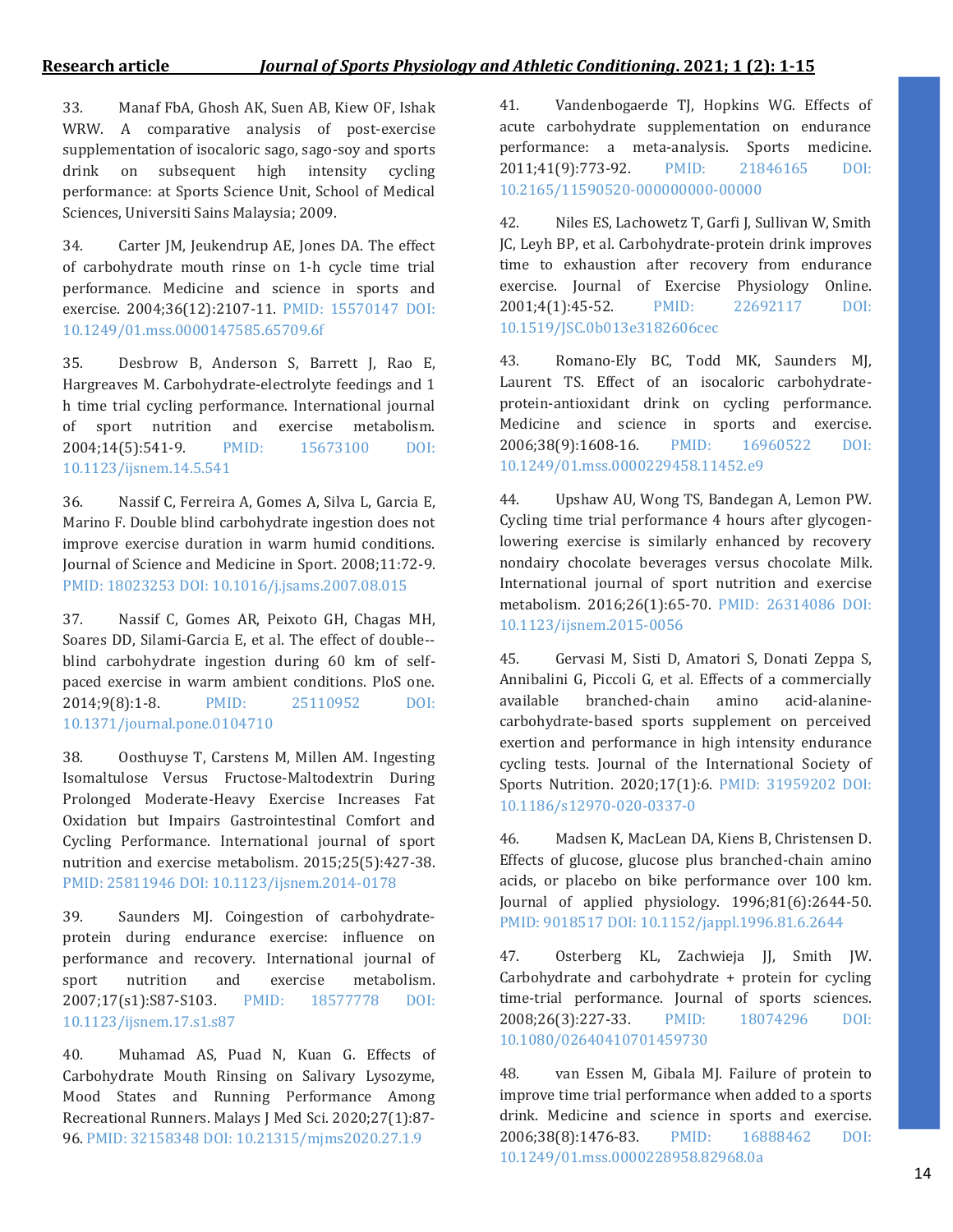33. Manaf FbA, Ghosh AK, Suen AB, Kiew OF, Ishak WRW. A comparative analysis of post-exercise supplementation of isocaloric sago, sago-soy and sports drink on subsequent high intensity cycling performance: at Sports Science Unit, School of Medical Sciences, Universiti Sains Malaysia; 2009.

34. Carter JM, Jeukendrup AE, Jones DA. The effect of carbohydrate mouth rinse on 1-h cycle time trial performance. Medicine and science in sports and exercise. 2004;36(12):2107-11. PMID: 15570147 DOI: 10.1249/01.mss.0000147585.65709.6f

35. Desbrow B, Anderson S, Barrett J, Rao E, Hargreaves M. Carbohydrate-electrolyte feedings and 1 h time trial cycling performance. International journal of sport nutrition and exercise metabolism. 2004;14(5):541-9. PMID: 15673100 DOI: 10.1123/ijsnem.14.5.541

36. Nassif C, Ferreira A, Gomes A, Silva L, Garcia E, Marino F. Double blind carbohydrate ingestion does not improve exercise duration in warm humid conditions. Journal of Science and Medicine in Sport. 2008;11:72-9. PMID: 18023253 DOI: 10.1016/j.jsams.2007.08.015

37. Nassif C, Gomes AR, Peixoto GH, Chagas MH, Soares DD, Silami-Garcia E, et al. The effect of double--blind carbohydrate ingestion during 60 km of self-paced exercise in warm ambient conditions. PloS one. 2014;9(8):1-8. PMID: 25110952 DOI: 10.1371/journal.pone.0104710

38. Oosthuyse T, Carstens M, Millen AM. Ingesting Isomaltulose Versus Fructose-Maltodextrin During Prolonged Moderate-Heavy Exercise Increases Fat Oxidation but Impairs Gastrointestinal Comfort and Cycling Performance. International journal of sport nutrition and exercise metabolism. 2015;25(5):427-38. PMID: 25811946 DOI: 10.1123/ijsnem.2014-0178

39. Saunders MJ. Coingestion of carbohydrate-protein during endurance exercise: influence on performance and recovery. International journal of sport nutrition and exercise metabolism. 2007;17(s1):S87-S103. PMID: 18577778 DOI: 10.1123/ijsnem.17.s1.s87

40. Muhamad AS, Puad N, Kuan G. Effects of Carbohydrate Mouth Rinsing on Salivary Lysozyme, Mood States and Running Performance Among Recreational Runners. Malays J Med Sci. 2020;27(1):87-96. PMID: 32158348 DOI: 10.21315/mjms2020.27.1.9

41. Vandenbogaerde TJ, Hopkins WG. Effects of acute carbohydrate supplementation on endurance performance: a meta-analysis. Sports medicine. 2011;41(9):773-92. PMID: 21846165 DOI: 10.2165/11590520-000000000-00000

42. Niles ES, Lachowetz T, Garfi J, Sullivan W, Smith JC, Leyh BP, et al. Carbohydrate-protein drink improves time to exhaustion after recovery from endurance exercise. Journal of Exercise Physiology Online. 2001;4(1):45-52. PMID: 22692117 DOI: 10.1519/JSC.0b013e3182606cec

43. Romano-Ely BC, Todd MK, Saunders MJ, Laurent TS. Effect of an isocaloric carbohydrate-protein-antioxidant drink on cycling performance. Medicine and science in sports and exercise. 2006;38(9):1608-16. PMID: 16960522 DOI: 10.1249/01.mss.0000229458.11452.e9

44. Upshaw AU, Wong TS, Bandegan A, Lemon PW. Cycling time trial performance 4 hours after glycogen-lowering exercise is similarly enhanced by recovery nondairy chocolate beverages versus chocolate Milk. International journal of sport nutrition and exercise metabolism. 2016;26(1):65-70. PMID: 26314086 DOI: 10.1123/ijsnem.2015-0056

45. Gervasi M, Sisti D, Amatori S, Donati Zeppa S, Annibalini G, Piccoli G, et al. Effects of a commercially available branched-chain amino acid-alanine-carbohydrate-based sports supplement on perceived exertion and performance in high intensity endurance cycling tests. Journal of the International Society of Sports Nutrition. 2020;17(1):6. PMID: 31959202 DOI: 10.1186/s12970-020-0337-0

46. Madsen K, MacLean DA, Kiens B, Christensen D. Effects of glucose, glucose plus branched-chain amino acids, or placebo on bike performance over 100 km. Journal of applied physiology. 1996;81(6):2644-50. PMID: 9018517 DOI: 10.1152/jappl.1996.81.6.2644

47. Osterberg KL, Zachwieja JJ, Smith JW. Carbohydrate and carbohydrate + protein for cycling time-trial performance. Journal of sports sciences. 2008;26(3):227-33. PMID: 18074296 DOI: 10.1080/02640410701459730

48. van Essen M, Gibala MJ. Failure of protein to improve time trial performance when added to a sports drink. Medicine and science in sports and exercise. 2006;38(8):1476-83. PMID: 16888462 DOI: 10.1249/01.mss.0000228958.82968.0a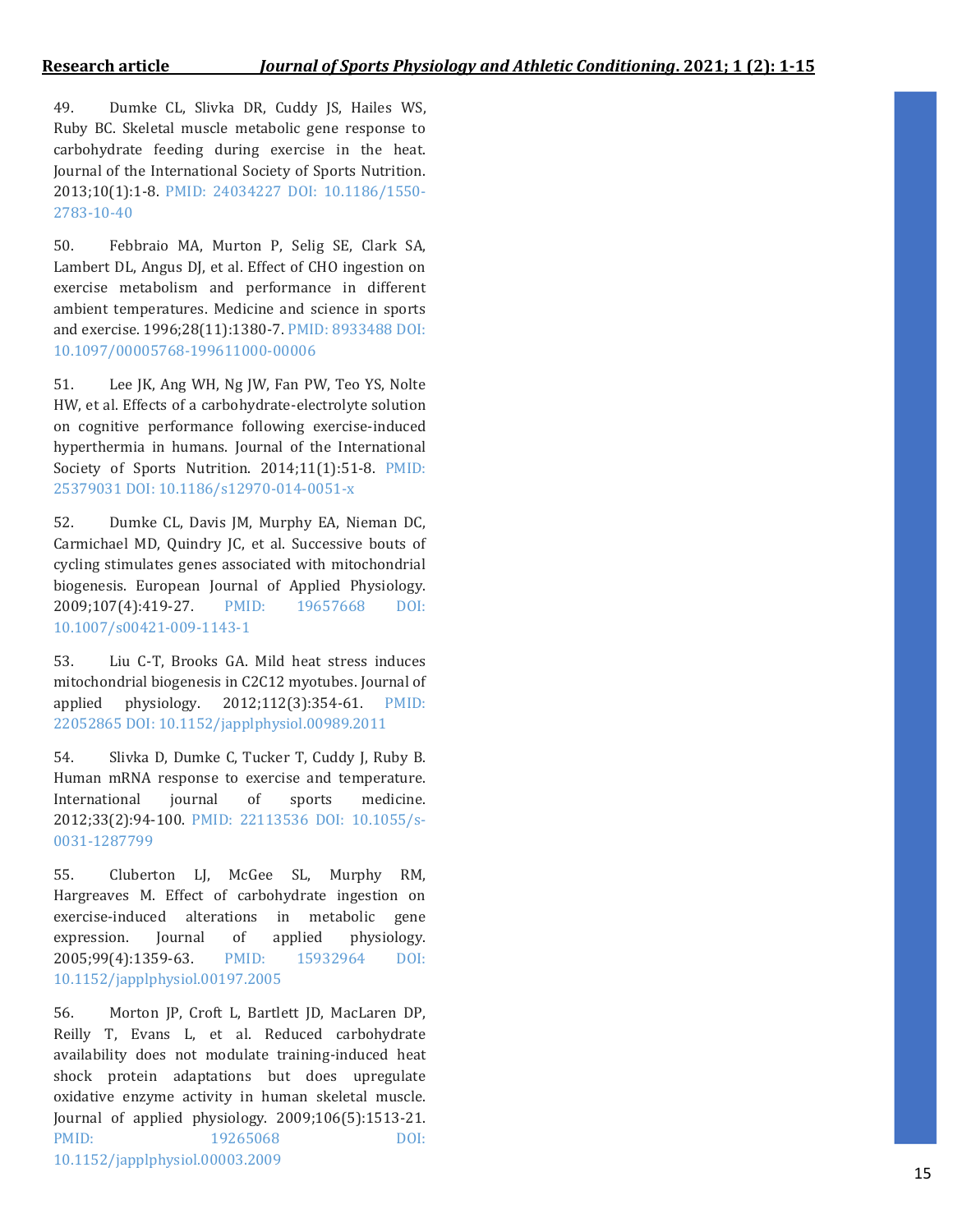49. Dumke CL, Slivka DR, Cuddy JS, Hailes WS, Ruby BC. Skeletal muscle metabolic gene response to carbohydrate feeding during exercise in the heat. Journal of the International Society of Sports Nutrition. 2013;10(1):1-8. PMID: 24034227 DOI: 10.1186/1550-2783-10-40

50. Febbraio MA, Murton P, Selig SE, Clark SA, Lambert DL, Angus DJ, et al. Effect of CHO ingestion on exercise metabolism and performance in different ambient temperatures. Medicine and science in sports and exercise. 1996;28(11):1380-7. PMID: 8933488 DOI: 10.1097/00005768-199611000-00006

51. Lee JK, Ang WH, Ng JW, Fan PW, Teo YS, Nolte HW, et al. Effects of a carbohydrate-electrolyte solution on cognitive performance following exercise-induced hyperthermia in humans. Journal of the International Society of Sports Nutrition. 2014;11(1):51-8. PMID: 25379031 DOI: 10.1186/s12970-014-0051-x

52. Dumke CL, Davis JM, Murphy EA, Nieman DC, Carmichael MD, Quindry JC, et al. Successive bouts of cycling stimulates genes associated with mitochondrial biogenesis. European Journal of Applied Physiology. 2009;107(4):419-27. PMID: 19657668 DOI: 10.1007/s00421-009-1143-1

53. Liu C-T, Brooks GA. Mild heat stress induces mitochondrial biogenesis in C2C12 myotubes. Journal of applied physiology. 2012;112(3):354-61. PMID: 22052865 DOI: 10.1152/japplphysiol.00989.2011

54. Slivka D, Dumke C, Tucker T, Cuddy J, Ruby B. Human mRNA response to exercise and temperature. International journal of sports medicine. 2012;33(2):94-100. PMID: 22113536 DOI: 10.1055/s-0031-1287799

55. Cluberton LJ, McGee SL, Murphy RM, Hargreaves M. Effect of carbohydrate ingestion on exercise-induced alterations in metabolic gene expression. Journal of applied physiology. 2005;99(4):1359-63. PMID: 15932964 DOI: 10.1152/japplphysiol.00197.2005

56. Morton JP, Croft L, Bartlett JD, MacLaren DP, Reilly T, Evans L, et al. Reduced carbohydrate availability does not modulate training-induced heat shock protein adaptations but does upregulate oxidative enzyme activity in human skeletal muscle. Journal of applied physiology. 2009;106(5):1513-21. PMID: 19265068 DOI: 10.1152/japplphysiol.00003.2009